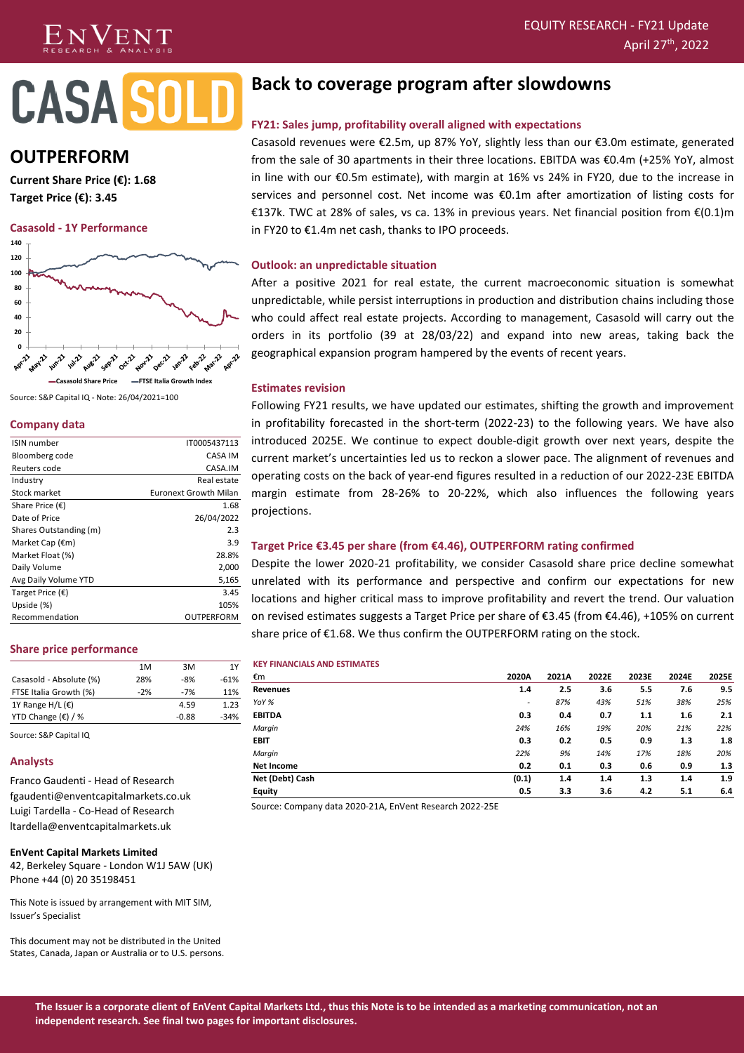EQUITY RESEARCH - FY21 Update
April 27th, 2022

# CASASOLD

## OUTPERFORM

**Current Share Price (€): 1.68**
**Target Price (€): 3.45**

### Casasold - 1Y Performance

Source: S&P Capital IQ - Note: 26/04/2021=100

### Company data

| | |
|---|---|
| ISIN number | IT0005437113 |
| Bloomberg code | CASA IM |
| Reuters code | CASA.IM |
| Industry | Real estate |
| Stock market | Euronext Growth Milan |
| Share Price (€) | 1.68 |
| Date of Price | 26/04/2022 |
| Shares Outstanding (m) | 2.3 |
| Market Cap (€m) | 3.9 |
| Market Float (%) | 28.8% |
| Daily Volume | 2,000 |
| Avg Daily Volume YTD | 5,165 |
| Target Price (€) | 3.45 |
| Upside (%) | 105% |
| Recommendation | OUTPERFORM |

### Share price performance

| | 1M | 3M | 1Y |
|---|---|---|---|
| Casasold - Absolute (%) | 28% | -8% | -61% |
| FTSE Italia Growth (%) | -2% | -7% | 11% |
| 1Y Range H/L (€) | | 4.59 | 1.23 |
| YTD Change (€) / % | | -0.88 | -34% |

Source: S&P Capital IQ

### Analysts

Franco Gaudenti - Head of Research
fgaudenti@enventcapitalmarkets.co.uk
Luigi Tardella - Co-Head of Research
ltardella@enventcapitalmarkets.uk

**EnVent Capital Markets Limited**
42, Berkeley Square - London W1J 5AW (UK)
Phone +44 (0) 20 35198451

This Note is issued by arrangement with MIT SIM, Issuer's Specialist

This document may not be distributed in the United States, Canada, Japan or Australia or to U.S. persons.

# Back to coverage program after slowdowns

### FY21: Sales jump, profitability overall aligned with expectations

Casasold revenues were €2.5m, up 87% YoY, slightly less than our €3.0m estimate, generated from the sale of 30 apartments in their three locations. EBITDA was €0.4m (+25% YoY, almost in line with our €0.5m estimate), with margin at 16% vs 24% in FY20, due to the increase in services and personnel cost. Net income was €0.1m after amortization of listing costs for €137k. TWC at 28% of sales, vs ca. 13% in previous years. Net financial position from €(0.1)m in FY20 to €1.4m net cash, thanks to IPO proceeds.

### Outlook: an unpredictable situation

After a positive 2021 for real estate, the current macroeconomic situation is somewhat unpredictable, while persist interruptions in production and distribution chains including those who could affect real estate projects. According to management, Casasold will carry out the orders in its portfolio (39 at 28/03/22) and expand into new areas, taking back the geographical expansion program hampered by the events of recent years.

### Estimates revision

Following FY21 results, we have updated our estimates, shifting the growth and improvement in profitability forecasted in the short-term (2022-23) to the following years. We have also introduced 2025E. We continue to expect double-digit growth over next years, despite the current market's uncertainties led us to reckon a slower pace. The alignment of revenues and operating costs on the back of year-end figures resulted in a reduction of our 2022-23E EBITDA margin estimate from 28-26% to 20-22%, which also influences the following years projections.

### Target Price €3.45 per share (from €4.46), OUTPERFORM rating confirmed

Despite the lower 2020-21 profitability, we consider Casasold share price decline somewhat unrelated with its performance and perspective and confirm our expectations for new locations and higher critical mass to improve profitability and revert the trend. Our valuation on revised estimates suggests a Target Price per share of €3.45 (from €4.46), +105% on current share price of €1.68. We thus confirm the OUTPERFORM rating on the stock.

**KEY FINANCIALS AND ESTIMATES**

| €m | 2020A | 2021A | 2022E | 2023E | 2024E | 2025E |
|---|---|---|---|---|---|---|
| **Revenues** | 1.4 | 2.5 | 3.6 | 5.5 | 7.6 | 9.5 |
| *YoY %* | - | *87%* | *43%* | *51%* | *38%* | *25%* |
| **EBITDA** | 0.3 | 0.4 | 0.7 | 1.1 | 1.6 | 2.1 |
| *Margin* | *24%* | *16%* | *19%* | *20%* | *21%* | *22%* |
| **EBIT** | 0.3 | 0.2 | 0.5 | 0.9 | 1.3 | 1.8 |
| *Margin* | *22%* | *9%* | *14%* | *17%* | *18%* | *20%* |
| **Net Income** | 0.2 | 0.1 | 0.3 | 0.6 | 0.9 | 1.3 |
| **Net (Debt) Cash** | (0.1) | 1.4 | 1.4 | 1.3 | 1.4 | 1.9 |
| **Equity** | 0.5 | 3.3 | 3.6 | 4.2 | 5.1 | 6.4 |

Source: Company data 2020-21A, EnVent Research 2022-25E

**The Issuer is a corporate client of EnVent Capital Markets Ltd., thus this Note is to be intended as a marketing communication, not an independent research. See final two pages for important disclosures.**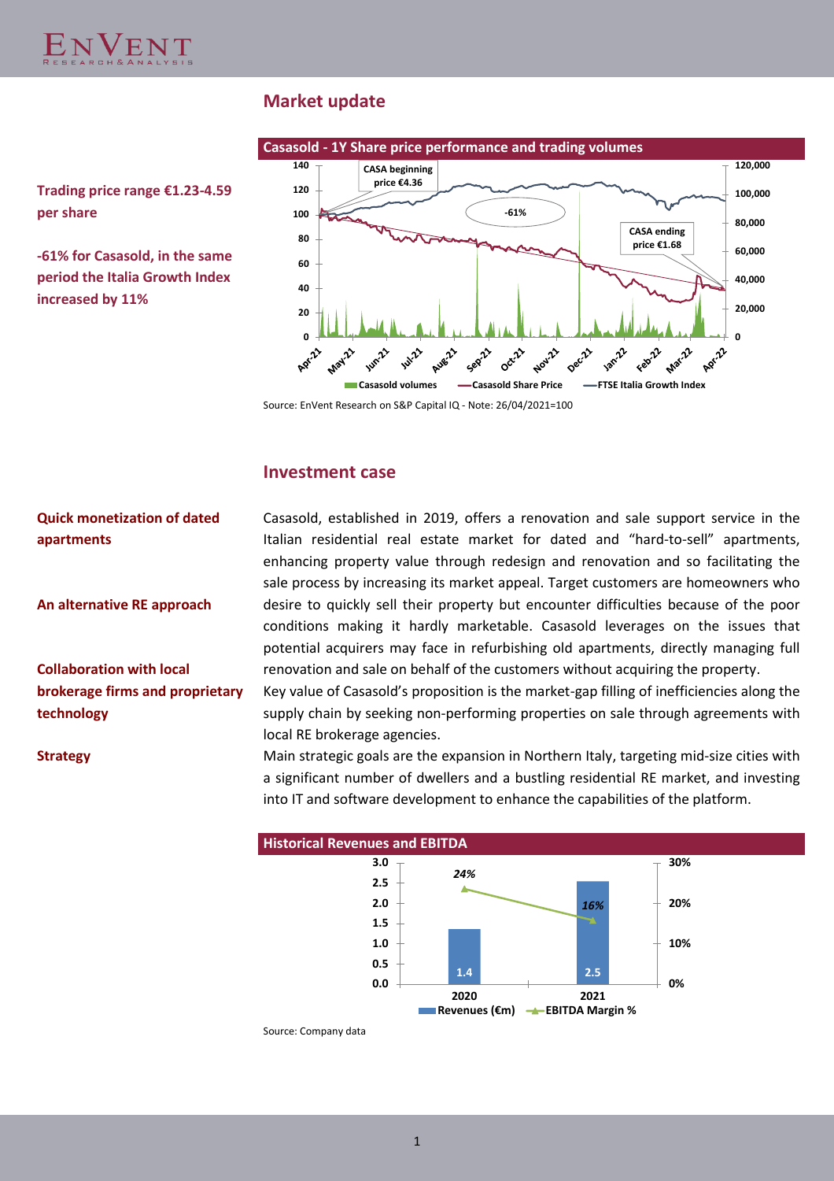## Market update

**Trading price range €1.23-4.59 per share**

**-61% for Casasold, in the same period the Italia Growth Index increased by 11%**

**Casasold - 1Y Share price performance and trading volumes**

CASA beginning price €4.36

-61%

CASA ending price €1.68

Casasold volumes | Casasold Share Price | FTSE Italia Growth Index

Source: EnVent Research on S&P Capital IQ - Note: 26/04/2021=100

## Investment case

**Quick monetization of dated apartments**

**An alternative RE approach**

Casasold, established in 2019, offers a renovation and sale support service in the Italian residential real estate market for dated and "hard-to-sell" apartments, enhancing property value through redesign and renovation and so facilitating the sale process by increasing its market appeal. Target customers are homeowners who desire to quickly sell their property but encounter difficulties because of the poor conditions making it hardly marketable. Casasold leverages on the issues that potential acquirers may face in refurbishing old apartments, directly managing full renovation and sale on behalf of the customers without acquiring the property.

**Collaboration with local brokerage firms and proprietary technology**

Key value of Casasold's proposition is the market-gap filling of inefficiencies along the supply chain by seeking non-performing properties on sale through agreements with local RE brokerage agencies.

**Strategy**

Main strategic goals are the expansion in Northern Italy, targeting mid-size cities with a significant number of dwellers and a bustling residential RE market, and investing into IT and software development to enhance the capabilities of the platform.

**Historical Revenues and EBITDA**

| | 2020 | 2021 |
|---|---|---|
| Revenues (€m) | 1.4 | 2.5 |
| EBITDA Margin % | 24% | 16% |

Source: Company data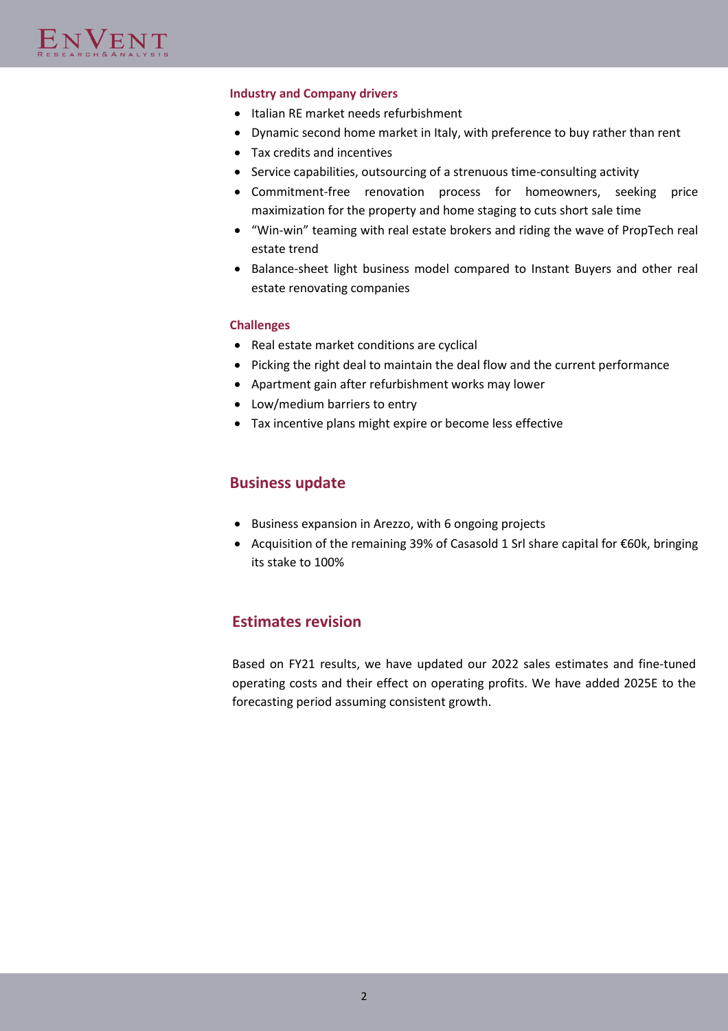### Industry and Company drivers

- Italian RE market needs refurbishment
- Dynamic second home market in Italy, with preference to buy rather than rent
- Tax credits and incentives
- Service capabilities, outsourcing of a strenuous time-consulting activity
- Commitment-free renovation process for homeowners, seeking price maximization for the property and home staging to cuts short sale time
- "Win-win" teaming with real estate brokers and riding the wave of PropTech real estate trend
- Balance-sheet light business model compared to Instant Buyers and other real estate renovating companies

### Challenges

- Real estate market conditions are cyclical
- Picking the right deal to maintain the deal flow and the current performance
- Apartment gain after refurbishment works may lower
- Low/medium barriers to entry
- Tax incentive plans might expire or become less effective

## Business update

- Business expansion in Arezzo, with 6 ongoing projects
- Acquisition of the remaining 39% of Casasold 1 Srl share capital for €60k, bringing its stake to 100%

## Estimates revision

Based on FY21 results, we have updated our 2022 sales estimates and fine-tuned operating costs and their effect on operating profits. We have added 2025E to the forecasting period assuming consistent growth.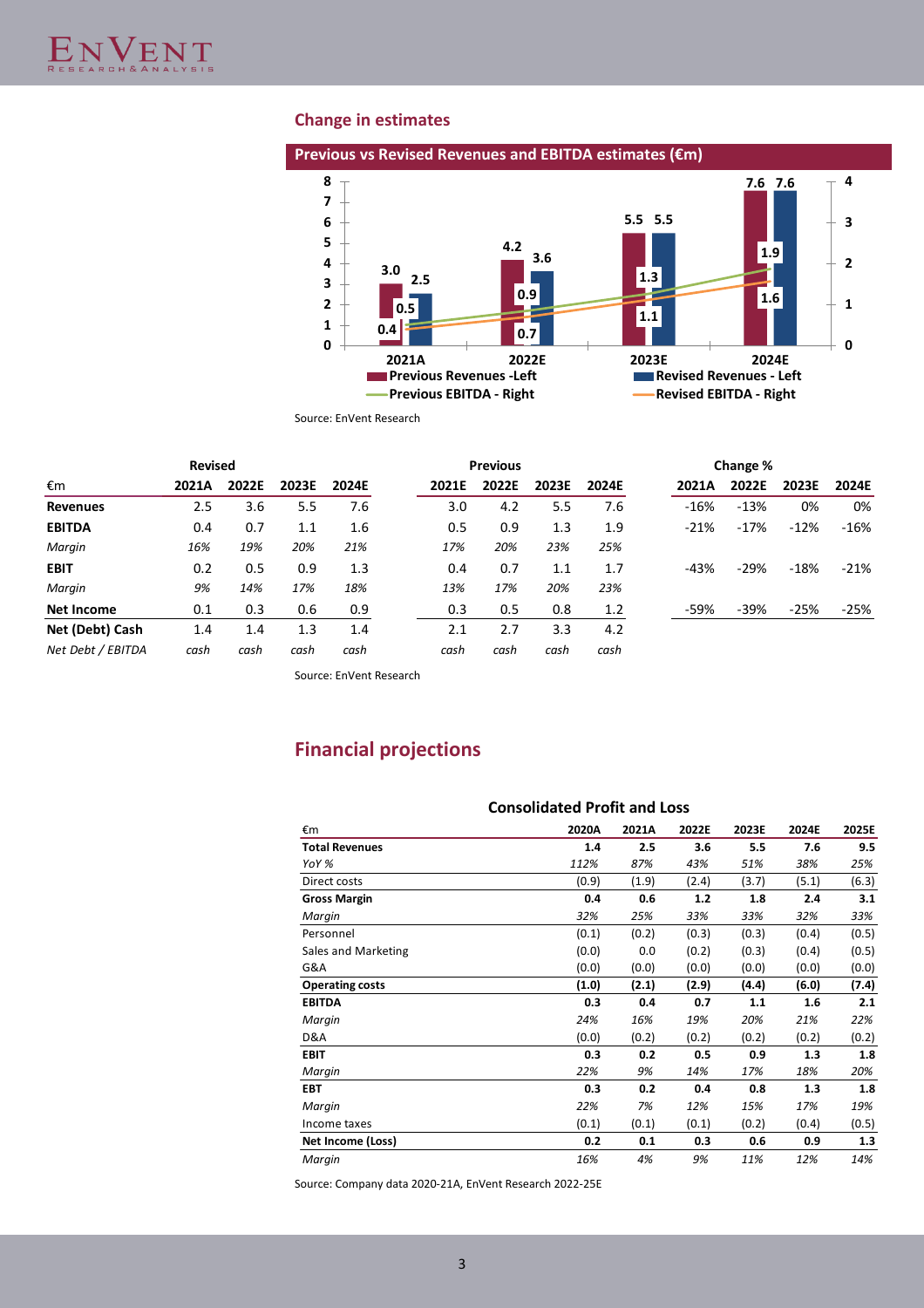## Change in estimates

**Previous vs Revised Revenues and EBITDA estimates (€m)**

Source: EnVent Research

| €m | Revised | | | | Previous | | | | Change % | | | |
|---|---|---|---|---|---|---|---|---|---|---|---|---|
| | 2021A | 2022E | 2023E | 2024E | 2021E | 2022E | 2023E | 2024E | 2021A | 2022E | 2023E | 2024E |
| **Revenues** | 2.5 | 3.6 | 5.5 | 7.6 | 3.0 | 4.2 | 5.5 | 7.6 | -16% | -13% | 0% | 0% |
| **EBITDA** | 0.4 | 0.7 | 1.1 | 1.6 | 0.5 | 0.9 | 1.3 | 1.9 | -21% | -17% | -12% | -16% |
| *Margin* | *16%* | *19%* | *20%* | *21%* | *17%* | *20%* | *23%* | *25%* | | | | |
| **EBIT** | 0.2 | 0.5 | 0.9 | 1.3 | 0.4 | 0.7 | 1.1 | 1.7 | -43% | -29% | -18% | -21% |
| *Margin* | *9%* | *14%* | *17%* | *18%* | *13%* | *17%* | *20%* | *23%* | | | | |
| **Net Income** | 0.1 | 0.3 | 0.6 | 0.9 | 0.3 | 0.5 | 0.8 | 1.2 | -59% | -39% | -25% | -25% |
| **Net (Debt) Cash** | 1.4 | 1.4 | 1.3 | 1.4 | 2.1 | 2.7 | 3.3 | 4.2 | | | | |
| *Net Debt / EBITDA* | *cash* | *cash* | *cash* | *cash* | *cash* | *cash* | *cash* | *cash* | | | | |

Source: EnVent Research

## Financial projections

**Consolidated Profit and Loss**

| €m | 2020A | 2021A | 2022E | 2023E | 2024E | 2025E |
|---|---|---|---|---|---|---|
| **Total Revenues** | **1.4** | **2.5** | **3.6** | **5.5** | **7.6** | **9.5** |
| *YoY %* | *112%* | *87%* | *43%* | *51%* | *38%* | *25%* |
| Direct costs | (0.9) | (1.9) | (2.4) | (3.7) | (5.1) | (6.3) |
| **Gross Margin** | **0.4** | **0.6** | **1.2** | **1.8** | **2.4** | **3.1** |
| *Margin* | *32%* | *25%* | *33%* | *33%* | *32%* | *33%* |
| Personnel | (0.1) | (0.2) | (0.3) | (0.3) | (0.4) | (0.5) |
| Sales and Marketing | (0.0) | 0.0 | (0.2) | (0.3) | (0.4) | (0.5) |
| G&A | (0.0) | (0.0) | (0.0) | (0.0) | (0.0) | (0.0) |
| **Operating costs** | **(1.0)** | **(2.1)** | **(2.9)** | **(4.4)** | **(6.0)** | **(7.4)** |
| **EBITDA** | **0.3** | **0.4** | **0.7** | **1.1** | **1.6** | **2.1** |
| *Margin* | *24%* | *16%* | *19%* | *20%* | *21%* | *22%* |
| D&A | (0.0) | (0.2) | (0.2) | (0.2) | (0.2) | (0.2) |
| **EBIT** | **0.3** | **0.2** | **0.5** | **0.9** | **1.3** | **1.8** |
| *Margin* | *22%* | *9%* | *14%* | *17%* | *18%* | *20%* |
| **EBT** | **0.3** | **0.2** | **0.4** | **0.8** | **1.3** | **1.8** |
| *Margin* | *22%* | *7%* | *12%* | *15%* | *17%* | *19%* |
| Income taxes | (0.1) | (0.1) | (0.1) | (0.2) | (0.4) | (0.5) |
| **Net Income (Loss)** | **0.2** | **0.1** | **0.3** | **0.6** | **0.9** | **1.3** |
| *Margin* | *16%* | *4%* | *9%* | *11%* | *12%* | *14%* |

Source: Company data 2020-21A, EnVent Research 2022-25E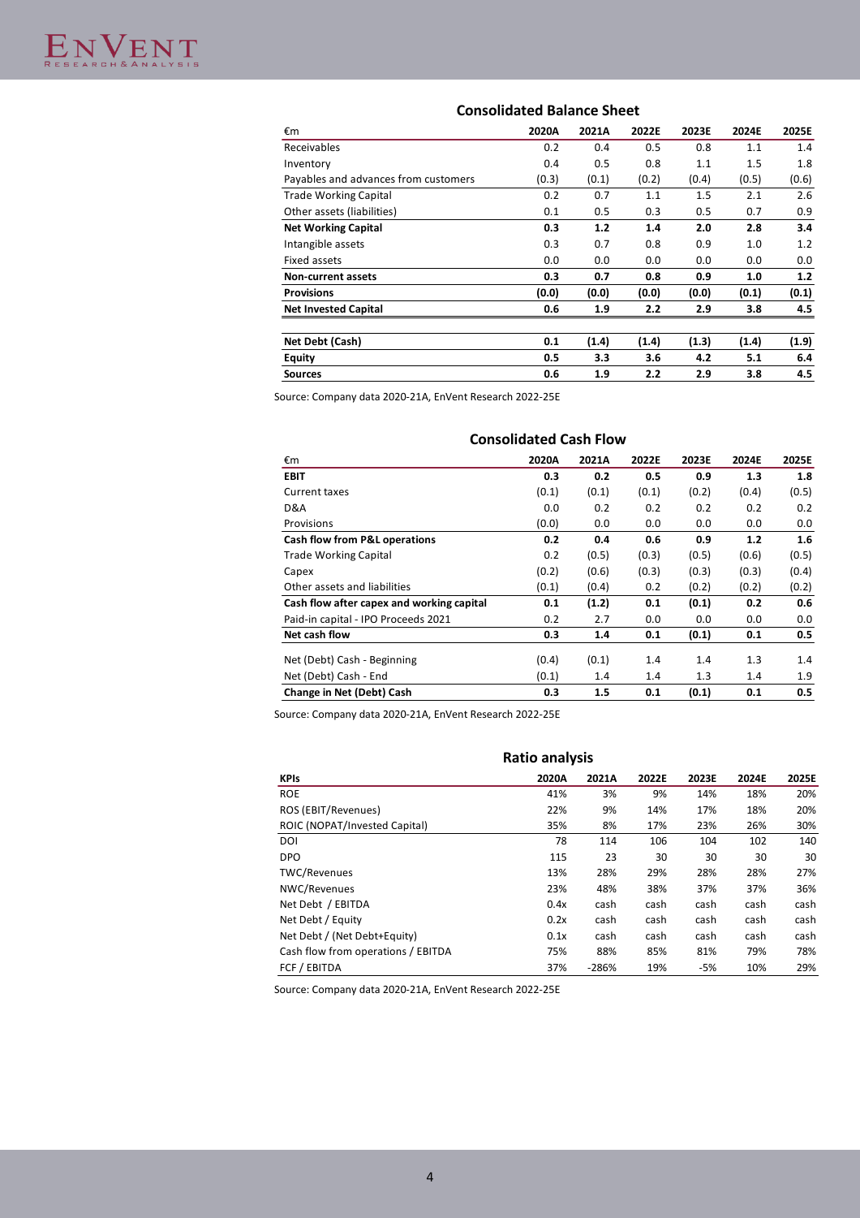## Consolidated Balance Sheet

| €m | 2020A | 2021A | 2022E | 2023E | 2024E | 2025E |
|---|---|---|---|---|---|---|
| Receivables | 0.2 | 0.4 | 0.5 | 0.8 | 1.1 | 1.4 |
| Inventory | 0.4 | 0.5 | 0.8 | 1.1 | 1.5 | 1.8 |
| Payables and advances from customers | (0.3) | (0.1) | (0.2) | (0.4) | (0.5) | (0.6) |
| Trade Working Capital | 0.2 | 0.7 | 1.1 | 1.5 | 2.1 | 2.6 |
| Other assets (liabilities) | 0.1 | 0.5 | 0.3 | 0.5 | 0.7 | 0.9 |
| **Net Working Capital** | **0.3** | **1.2** | **1.4** | **2.0** | **2.8** | **3.4** |
| Intangible assets | 0.3 | 0.7 | 0.8 | 0.9 | 1.0 | 1.2 |
| Fixed assets | 0.0 | 0.0 | 0.0 | 0.0 | 0.0 | 0.0 |
| **Non-current assets** | **0.3** | **0.7** | **0.8** | **0.9** | **1.0** | **1.2** |
| **Provisions** | **(0.0)** | **(0.0)** | **(0.0)** | **(0.0)** | **(0.1)** | **(0.1)** |
| **Net Invested Capital** | **0.6** | **1.9** | **2.2** | **2.9** | **3.8** | **4.5** |
| | | | | | | |
| **Net Debt (Cash)** | **0.1** | **(1.4)** | **(1.4)** | **(1.3)** | **(1.4)** | **(1.9)** |
| **Equity** | **0.5** | **3.3** | **3.6** | **4.2** | **5.1** | **6.4** |
| **Sources** | **0.6** | **1.9** | **2.2** | **2.9** | **3.8** | **4.5** |

Source: Company data 2020-21A, EnVent Research 2022-25E

## Consolidated Cash Flow

| €m | 2020A | 2021A | 2022E | 2023E | 2024E | 2025E |
|---|---|---|---|---|---|---|
| **EBIT** | **0.3** | **0.2** | **0.5** | **0.9** | **1.3** | **1.8** |
| Current taxes | (0.1) | (0.1) | (0.1) | (0.2) | (0.4) | (0.5) |
| D&A | 0.0 | 0.2 | 0.2 | 0.2 | 0.2 | 0.2 |
| Provisions | (0.0) | 0.0 | 0.0 | 0.0 | 0.0 | 0.0 |
| **Cash flow from P&L operations** | **0.2** | **0.4** | **0.6** | **0.9** | **1.2** | **1.6** |
| Trade Working Capital | 0.2 | (0.5) | (0.3) | (0.5) | (0.6) | (0.5) |
| Capex | (0.2) | (0.6) | (0.3) | (0.3) | (0.3) | (0.4) |
| Other assets and liabilities | (0.1) | (0.4) | 0.2 | (0.2) | (0.2) | (0.2) |
| **Cash flow after capex and working capital** | **0.1** | **(1.2)** | **0.1** | **(0.1)** | **0.2** | **0.6** |
| Paid-in capital - IPO Proceeds 2021 | 0.2 | 2.7 | 0.0 | 0.0 | 0.0 | 0.0 |
| **Net cash flow** | **0.3** | **1.4** | **0.1** | **(0.1)** | **0.1** | **0.5** |
| | | | | | | |
| Net (Debt) Cash - Beginning | (0.4) | (0.1) | 1.4 | 1.4 | 1.3 | 1.4 |
| Net (Debt) Cash - End | (0.1) | 1.4 | 1.4 | 1.3 | 1.4 | 1.9 |
| **Change in Net (Debt) Cash** | **0.3** | **1.5** | **0.1** | **(0.1)** | **0.1** | **0.5** |

Source: Company data 2020-21A, EnVent Research 2022-25E

## Ratio analysis

| KPIs | 2020A | 2021A | 2022E | 2023E | 2024E | 2025E |
|---|---|---|---|---|---|---|
| ROE | 41% | 3% | 9% | 14% | 18% | 20% |
| ROS (EBIT/Revenues) | 22% | 9% | 14% | 17% | 18% | 20% |
| ROIC (NOPAT/Invested Capital) | 35% | 8% | 17% | 23% | 26% | 30% |
| DOI | 78 | 114 | 106 | 104 | 102 | 140 |
| DPO | 115 | 23 | 30 | 30 | 30 | 30 |
| TWC/Revenues | 13% | 28% | 29% | 28% | 28% | 27% |
| NWC/Revenues | 23% | 48% | 38% | 37% | 37% | 36% |
| Net Debt / EBITDA | 0.4x | cash | cash | cash | cash | cash |
| Net Debt / Equity | 0.2x | cash | cash | cash | cash | cash |
| Net Debt / (Net Debt+Equity) | 0.1x | cash | cash | cash | cash | cash |
| Cash flow from operations / EBITDA | 75% | 88% | 85% | 81% | 79% | 78% |
| FCF / EBITDA | 37% | -286% | 19% | -5% | 10% | 29% |

Source: Company data 2020-21A, EnVent Research 2022-25E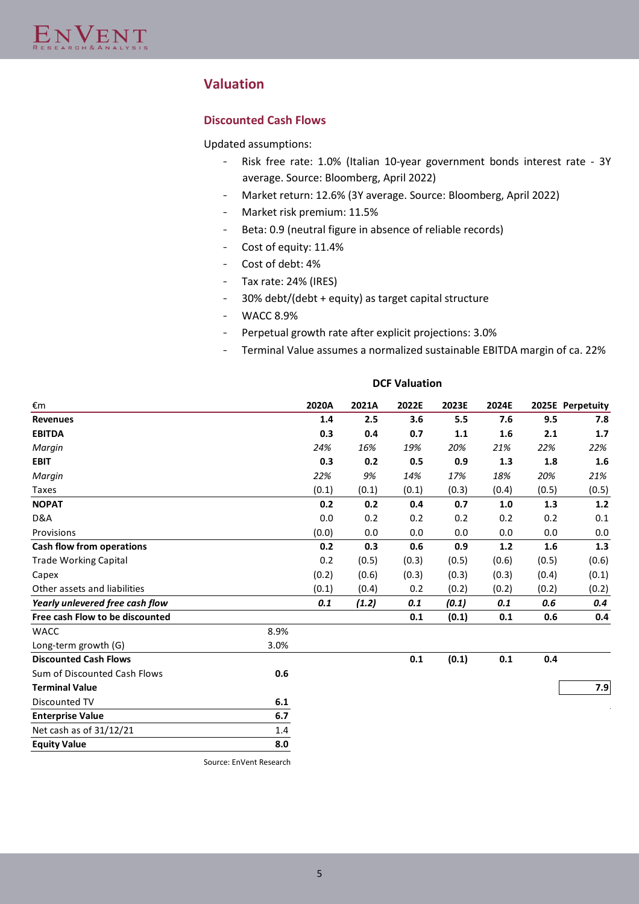## Valuation

### Discounted Cash Flows

Updated assumptions:

- Risk free rate: 1.0% (Italian 10-year government bonds interest rate - 3Y average. Source: Bloomberg, April 2022)
- Market return: 12.6% (3Y average. Source: Bloomberg, April 2022)
- Market risk premium: 11.5%
- Beta: 0.9 (neutral figure in absence of reliable records)
- Cost of equity: 11.4%
- Cost of debt: 4%
- Tax rate: 24% (IRES)
- 30% debt/(debt + equity) as target capital structure
- WACC 8.9%
- Perpetual growth rate after explicit projections: 3.0%
- Terminal Value assumes a normalized sustainable EBITDA margin of ca. 22%

**DCF Valuation**

| €m | | 2020A | 2021A | 2022E | 2023E | 2024E | 2025E | Perpetuity |
|---|---|---|---|---|---|---|---|---|
| **Revenues** | | **1.4** | **2.5** | **3.6** | **5.5** | **7.6** | **9.5** | **7.8** |
| **EBITDA** | | **0.3** | **0.4** | **0.7** | **1.1** | **1.6** | **2.1** | **1.7** |
| *Margin* | | *24%* | *16%* | *19%* | *20%* | *21%* | *22%* | *22%* |
| **EBIT** | | **0.3** | **0.2** | **0.5** | **0.9** | **1.3** | **1.8** | **1.6** |
| *Margin* | | *22%* | *9%* | *14%* | *17%* | *18%* | *20%* | *21%* |
| Taxes | | (0.1) | (0.1) | (0.1) | (0.3) | (0.4) | (0.5) | (0.5) |
| **NOPAT** | | **0.2** | **0.2** | **0.4** | **0.7** | **1.0** | **1.3** | **1.2** |
| D&A | | 0.0 | 0.2 | 0.2 | 0.2 | 0.2 | 0.2 | 0.1 |
| Provisions | | (0.0) | 0.0 | 0.0 | 0.0 | 0.0 | 0.0 | 0.0 |
| **Cash flow from operations** | | **0.2** | **0.3** | **0.6** | **0.9** | **1.2** | **1.6** | **1.3** |
| Trade Working Capital | | 0.2 | (0.5) | (0.3) | (0.5) | (0.6) | (0.5) | (0.6) |
| Capex | | (0.2) | (0.6) | (0.3) | (0.3) | (0.3) | (0.4) | (0.1) |
| Other assets and liabilities | | (0.1) | (0.4) | 0.2 | (0.2) | (0.2) | (0.2) | (0.2) |
| ***Yearly unlevered free cash flow*** | | ***0.1*** | ***(1.2)*** | ***0.1*** | ***(0.1)*** | ***0.1*** | ***0.6*** | ***0.4*** |
| **Free cash Flow to be discounted** | | | | **0.1** | **(0.1)** | **0.1** | **0.6** | **0.4** |
| WACC | 8.9% | | | | | | | |
| Long-term growth (G) | 3.0% | | | | | | | |
| **Discounted Cash Flows** | | | | **0.1** | **(0.1)** | **0.1** | **0.4** | |
| Sum of Discounted Cash Flows | **0.6** | | | | | | | |
| **Terminal Value** | | | | | | | | **7.9** |
| Discounted TV | **6.1** | | | | | | | |
| **Enterprise Value** | **6.7** | | | | | | | |
| Net cash as of 31/12/21 | 1.4 | | | | | | | |
| **Equity Value** | **8.0** | | | | | | | |

Source: EnVent Research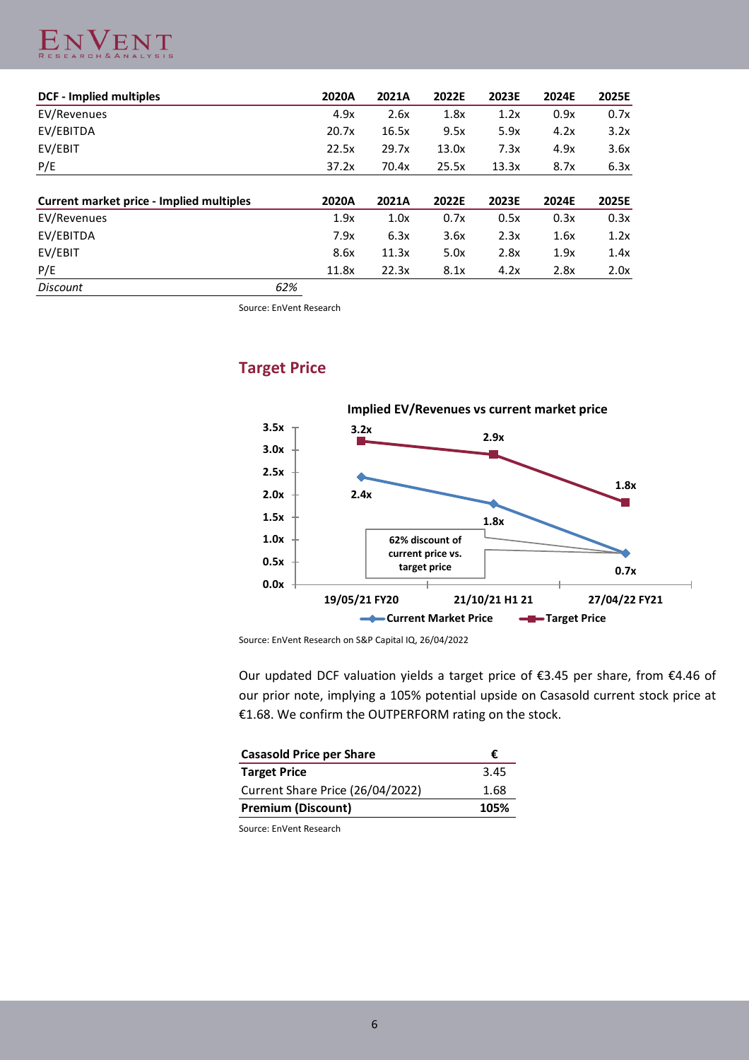| DCF - Implied multiples | | 2020A | 2021A | 2022E | 2023E | 2024E | 2025E |
|---|---|---|---|---|---|---|---|
| EV/Revenues | | 4.9x | 2.6x | 1.8x | 1.2x | 0.9x | 0.7x |
| EV/EBITDA | | 20.7x | 16.5x | 9.5x | 5.9x | 4.2x | 3.2x |
| EV/EBIT | | 22.5x | 29.7x | 13.0x | 7.3x | 4.9x | 3.6x |
| P/E | | 37.2x | 70.4x | 25.5x | 13.3x | 8.7x | 6.3x |

| Current market price - Implied multiples | | 2020A | 2021A | 2022E | 2023E | 2024E | 2025E |
|---|---|---|---|---|---|---|---|
| EV/Revenues | | 1.9x | 1.0x | 0.7x | 0.5x | 0.3x | 0.3x |
| EV/EBITDA | | 7.9x | 6.3x | 3.6x | 2.3x | 1.6x | 1.2x |
| EV/EBIT | | 8.6x | 11.3x | 5.0x | 2.8x | 1.9x | 1.4x |
| P/E | | 11.8x | 22.3x | 8.1x | 4.2x | 2.8x | 2.0x |
| *Discount* | *62%* | | | | | | |

Source: EnVent Research

## Target Price

**Implied EV/Revenues vs current market price**

| | 19/05/21 FY20 | 21/10/21 H1 21 | 27/04/22 FY21 |
|---|---|---|---|
| Current Market Price | 2.4x | 1.8x | 0.7x |
| Target Price | 3.2x | 2.9x | 1.8x |

62% discount of current price vs. target price

Source: EnVent Research on S&P Capital IQ, 26/04/2022

Our updated DCF valuation yields a target price of €3.45 per share, from €4.46 of our prior note, implying a 105% potential upside on Casasold current stock price at €1.68. We confirm the OUTPERFORM rating on the stock.

| Casasold Price per Share | € |
|---|---|
| **Target Price** | 3.45 |
| Current Share Price (26/04/2022) | 1.68 |
| **Premium (Discount)** | **105%** |

Source: EnVent Research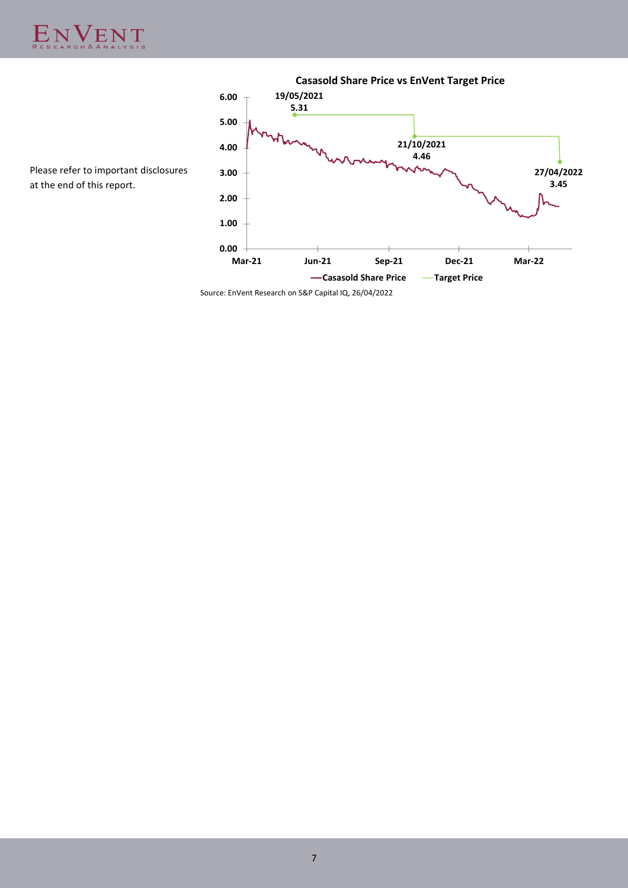Please refer to important disclosures at the end of this report.

**Casasold Share Price vs EnVent Target Price**

Source: EnVent Research on S&P Capital IQ, 26/04/2022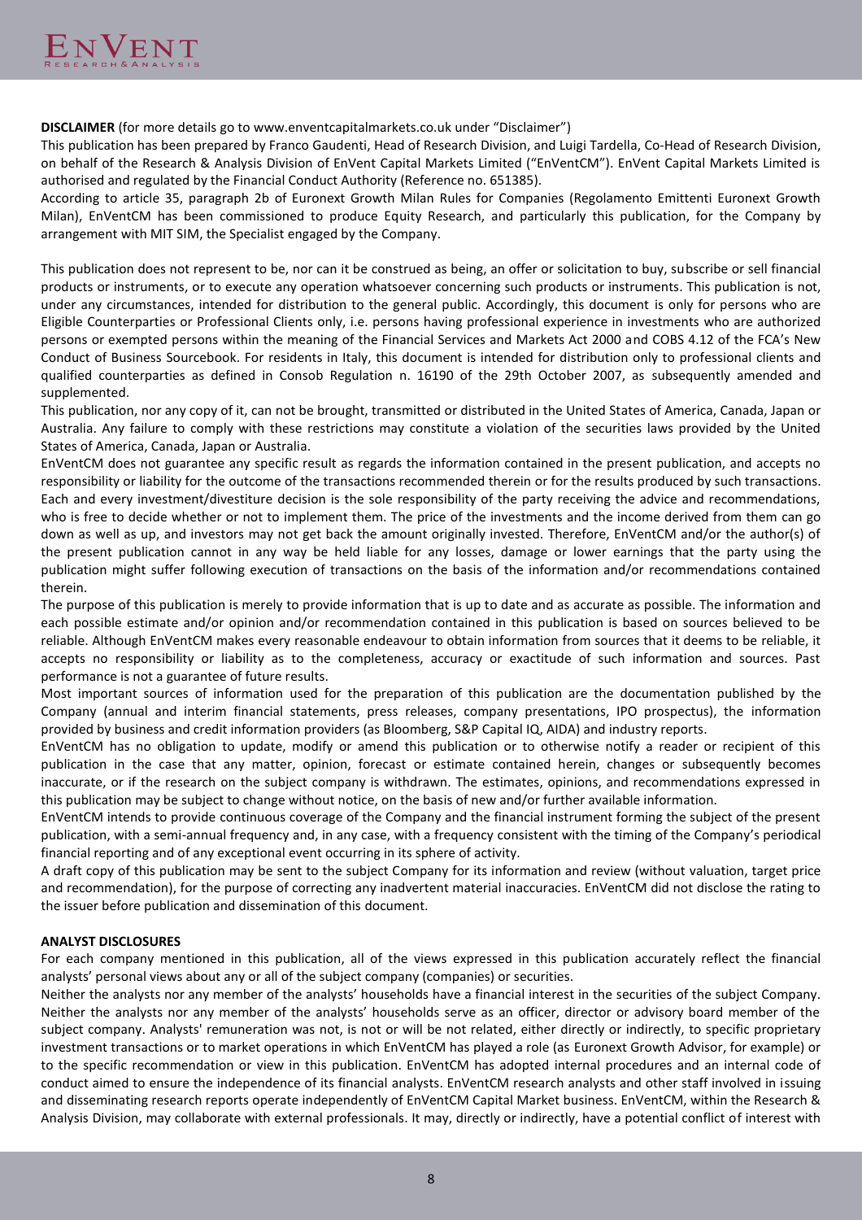**DISCLAIMER** (for more details go to www.enventcapitalmarkets.co.uk under "Disclaimer")

This publication has been prepared by Franco Gaudenti, Head of Research Division, and Luigi Tardella, Co-Head of Research Division, on behalf of the Research & Analysis Division of EnVent Capital Markets Limited ("EnVentCM"). EnVent Capital Markets Limited is authorised and regulated by the Financial Conduct Authority (Reference no. 651385).

According to article 35, paragraph 2b of Euronext Growth Milan Rules for Companies (Regolamento Emittenti Euronext Growth Milan), EnVentCM has been commissioned to produce Equity Research, and particularly this publication, for the Company by arrangement with MIT SIM, the Specialist engaged by the Company.

This publication does not represent to be, nor can it be construed as being, an offer or solicitation to buy, subscribe or sell financial products or instruments, or to execute any operation whatsoever concerning such products or instruments. This publication is not, under any circumstances, intended for distribution to the general public. Accordingly, this document is only for persons who are Eligible Counterparties or Professional Clients only, i.e. persons having professional experience in investments who are authorized persons or exempted persons within the meaning of the Financial Services and Markets Act 2000 and COBS 4.12 of the FCA's New Conduct of Business Sourcebook. For residents in Italy, this document is intended for distribution only to professional clients and qualified counterparties as defined in Consob Regulation n. 16190 of the 29th October 2007, as subsequently amended and supplemented.

This publication, nor any copy of it, can not be brought, transmitted or distributed in the United States of America, Canada, Japan or Australia. Any failure to comply with these restrictions may constitute a violation of the securities laws provided by the United States of America, Canada, Japan or Australia.

EnVentCM does not guarantee any specific result as regards the information contained in the present publication, and accepts no responsibility or liability for the outcome of the transactions recommended therein or for the results produced by such transactions. Each and every investment/divestiture decision is the sole responsibility of the party receiving the advice and recommendations, who is free to decide whether or not to implement them. The price of the investments and the income derived from them can go down as well as up, and investors may not get back the amount originally invested. Therefore, EnVentCM and/or the author(s) of the present publication cannot in any way be held liable for any losses, damage or lower earnings that the party using the publication might suffer following execution of transactions on the basis of the information and/or recommendations contained therein.

The purpose of this publication is merely to provide information that is up to date and as accurate as possible. The information and each possible estimate and/or opinion and/or recommendation contained in this publication is based on sources believed to be reliable. Although EnVentCM makes every reasonable endeavour to obtain information from sources that it deems to be reliable, it accepts no responsibility or liability as to the completeness, accuracy or exactitude of such information and sources. Past performance is not a guarantee of future results.

Most important sources of information used for the preparation of this publication are the documentation published by the Company (annual and interim financial statements, press releases, company presentations, IPO prospectus), the information provided by business and credit information providers (as Bloomberg, S&P Capital IQ, AIDA) and industry reports.

EnVentCM has no obligation to update, modify or amend this publication or to otherwise notify a reader or recipient of this publication in the case that any matter, opinion, forecast or estimate contained herein, changes or subsequently becomes inaccurate, or if the research on the subject company is withdrawn. The estimates, opinions, and recommendations expressed in this publication may be subject to change without notice, on the basis of new and/or further available information.

EnVentCM intends to provide continuous coverage of the Company and the financial instrument forming the subject of the present publication, with a semi-annual frequency and, in any case, with a frequency consistent with the timing of the Company's periodical financial reporting and of any exceptional event occurring in its sphere of activity.

A draft copy of this publication may be sent to the subject Company for its information and review (without valuation, target price and recommendation), for the purpose of correcting any inadvertent material inaccuracies. EnVentCM did not disclose the rating to the issuer before publication and dissemination of this document.

**ANALYST DISCLOSURES**

For each company mentioned in this publication, all of the views expressed in this publication accurately reflect the financial analysts' personal views about any or all of the subject company (companies) or securities.

Neither the analysts nor any member of the analysts' households have a financial interest in the securities of the subject Company. Neither the analysts nor any member of the analysts' households serve as an officer, director or advisory board member of the subject company. Analysts' remuneration was not, is not or will be not related, either directly or indirectly, to specific proprietary investment transactions or to market operations in which EnVentCM has played a role (as Euronext Growth Advisor, for example) or to the specific recommendation or view in this publication. EnVentCM has adopted internal procedures and an internal code of conduct aimed to ensure the independence of its financial analysts. EnVentCM research analysts and other staff involved in issuing and disseminating research reports operate independently of EnVentCM Capital Market business. EnVentCM, within the Research & Analysis Division, may collaborate with external professionals. It may, directly or indirectly, have a potential conflict of interest with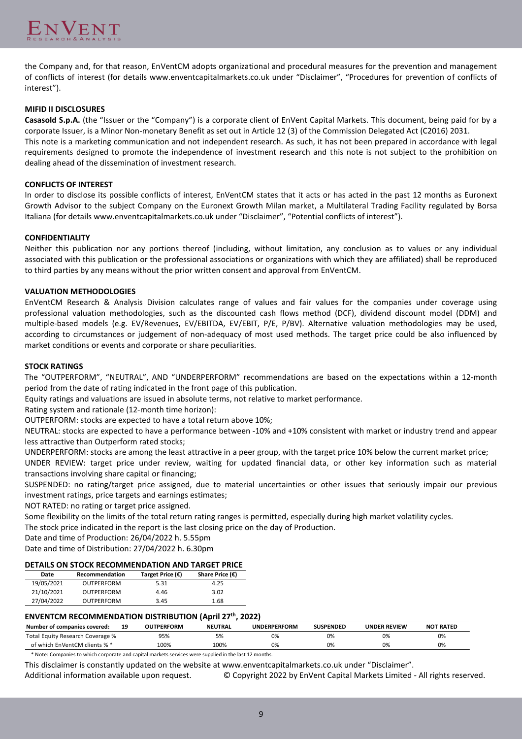the Company and, for that reason, EnVentCM adopts organizational and procedural measures for the prevention and management of conflicts of interest (for details www.enventcapitalmarkets.co.uk under "Disclaimer", "Procedures for prevention of conflicts of interest").

**MIFID II DISCLOSURES**

**Casasold S.p.A.** (the "Issuer or the "Company") is a corporate client of EnVent Capital Markets. This document, being paid for by a corporate Issuer, is a Minor Non-monetary Benefit as set out in Article 12 (3) of the Commission Delegated Act (C2016) 2031. This note is a marketing communication and not independent research. As such, it has not been prepared in accordance with legal requirements designed to promote the independence of investment research and this note is not subject to the prohibition on dealing ahead of the dissemination of investment research.

**CONFLICTS OF INTEREST**

In order to disclose its possible conflicts of interest, EnVentCM states that it acts or has acted in the past 12 months as Euronext Growth Advisor to the subject Company on the Euronext Growth Milan market, a Multilateral Trading Facility regulated by Borsa Italiana (for details www.enventcapitalmarkets.co.uk under "Disclaimer", "Potential conflicts of interest").

**CONFIDENTIALITY**

Neither this publication nor any portions thereof (including, without limitation, any conclusion as to values or any individual associated with this publication or the professional associations or organizations with which they are affiliated) shall be reproduced to third parties by any means without the prior written consent and approval from EnVentCM.

**VALUATION METHODOLOGIES**

EnVentCM Research & Analysis Division calculates range of values and fair values for the companies under coverage using professional valuation methodologies, such as the discounted cash flows method (DCF), dividend discount model (DDM) and multiple-based models (e.g. EV/Revenues, EV/EBITDA, EV/EBIT, P/E, P/BV). Alternative valuation methodologies may be used, according to circumstances or judgement of non-adequacy of most used methods. The target price could be also influenced by market conditions or events and corporate or share peculiarities.

**STOCK RATINGS**

The "OUTPERFORM", "NEUTRAL", AND "UNDERPERFORM" recommendations are based on the expectations within a 12-month period from the date of rating indicated in the front page of this publication.

Equity ratings and valuations are issued in absolute terms, not relative to market performance.

Rating system and rationale (12-month time horizon):

OUTPERFORM: stocks are expected to have a total return above 10%;

NEUTRAL: stocks are expected to have a performance between -10% and +10% consistent with market or industry trend and appear less attractive than Outperform rated stocks;

UNDERPERFORM: stocks are among the least attractive in a peer group, with the target price 10% below the current market price;

UNDER REVIEW: target price under review, waiting for updated financial data, or other key information such as material transactions involving share capital or financing;

SUSPENDED: no rating/target price assigned, due to material uncertainties or other issues that seriously impair our previous investment ratings, price targets and earnings estimates;

NOT RATED: no rating or target price assigned.

Some flexibility on the limits of the total return rating ranges is permitted, especially during high market volatility cycles.

The stock price indicated in the report is the last closing price on the day of Production.

Date and time of Production: 26/04/2022 h. 5.55pm

Date and time of Distribution: 27/04/2022 h. 6.30pm

**DETAILS ON STOCK RECOMMENDATION AND TARGET PRICE**

| Date | Recommendation | Target Price (€) | Share Price (€) |
|---|---|---|---|
| 19/05/2021 | OUTPERFORM | 5.31 | 4.25 |
| 21/10/2021 | OUTPERFORM | 4.46 | 3.02 |
| 27/04/2022 | OUTPERFORM | 3.45 | 1.68 |

**ENVENTCM RECOMMENDATION DISTRIBUTION (April 27th, 2022)**

| Number of companies covered: | 19 | OUTPERFORM | NEUTRAL | UNDERPERFORM | SUSPENDED | UNDER REVIEW | NOT RATED |
|---|---|---|---|---|---|---|---|
| Total Equity Research Coverage % | | 95% | 5% | 0% | 0% | 0% | 0% |
| of which EnVentCM clients % * | | 100% | 100% | 0% | 0% | 0% | 0% |

\* Note: Companies to which corporate and capital markets services were supplied in the last 12 months.

This disclaimer is constantly updated on the website at www.enventcapitalmarkets.co.uk under "Disclaimer".

Additional information available upon request. © Copyright 2022 by EnVent Capital Markets Limited - All rights reserved.